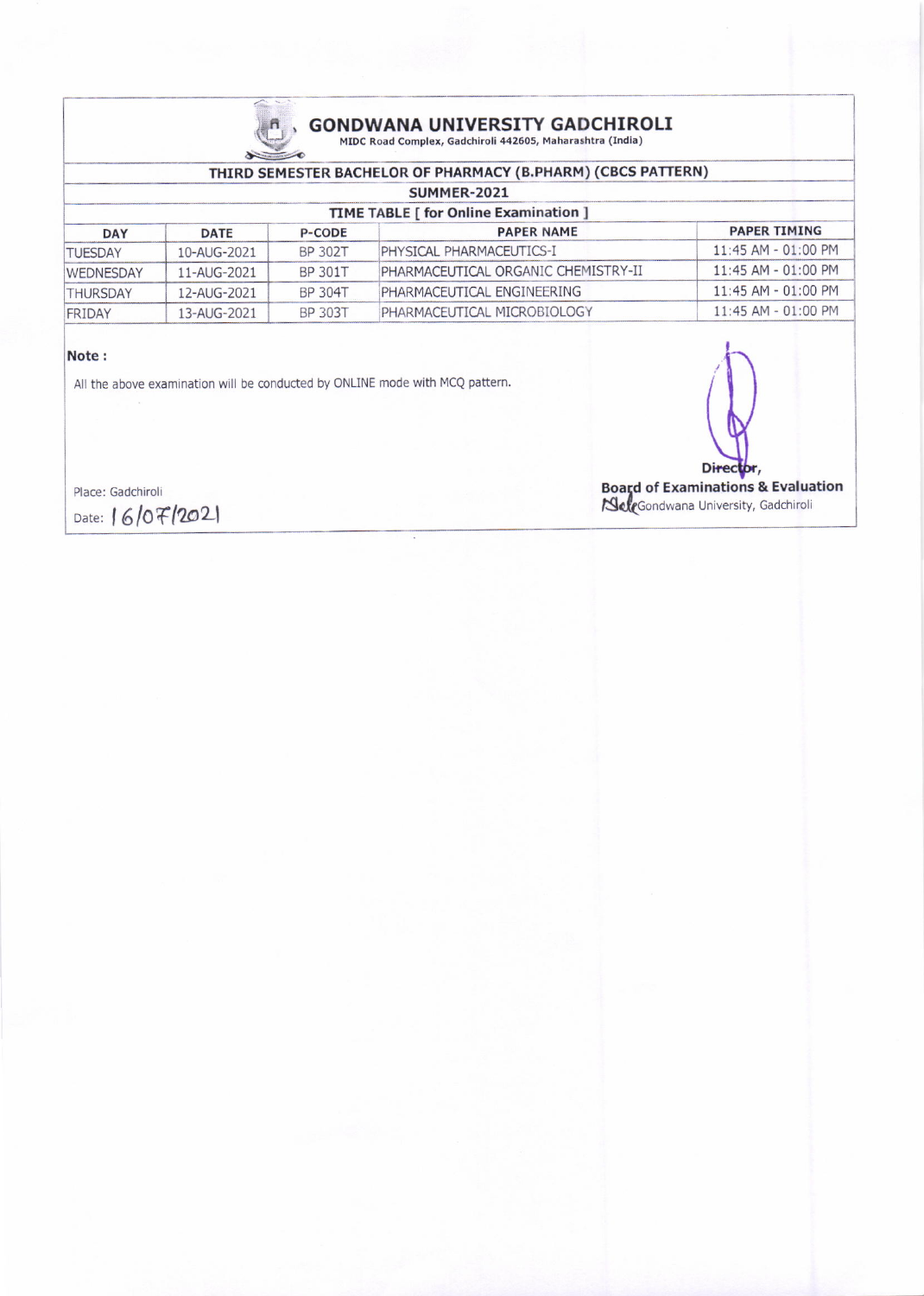# GONDWANA UNIVERSITY GADCHIROLI

MIDC Road Complex, Gadchiroli 442605, Maharashtra (India)

## THIRD SEMESTER BACHELOR OF PHARMACY (B.PHARM) (CBCS PATTERN)

### SUMMER-2021

### TIME TABLE [ for Online Examination ]

| DAY | DATE | P-CODE | PAPER NAME | PAPER TIMING |
|---|---|---|---|---|
| TUESDAY | 10-AUG-2021 | BP 302T | PHYSICAL PHARMACEUTICS-I | 11:45 AM - 01:00 PM |
| WEDNESDAY | 11-AUG-2021 | BP 301T | PHARMACEUTICAL ORGANIC CHEMISTRY-II | 11:45 AM - 01:00 PM |
| THURSDAY | 12-AUG-2021 | BP 304T | PHARMACEUTICAL ENGINEERING | 11:45 AM - 01:00 PM |
| FRIDAY | 13-AUG-2021 | BP 303T | PHARMACEUTICAL MICROBIOLOGY | 11:45 AM - 01:00 PM |

**Note :**

All the above examination will be conducted by ONLINE mode with MCQ pattern.

Place: Gadchiroli

Date: 16/07/2021

**Director,**
**Board of Examinations & Evaluation**
Gondwana University, Gadchiroli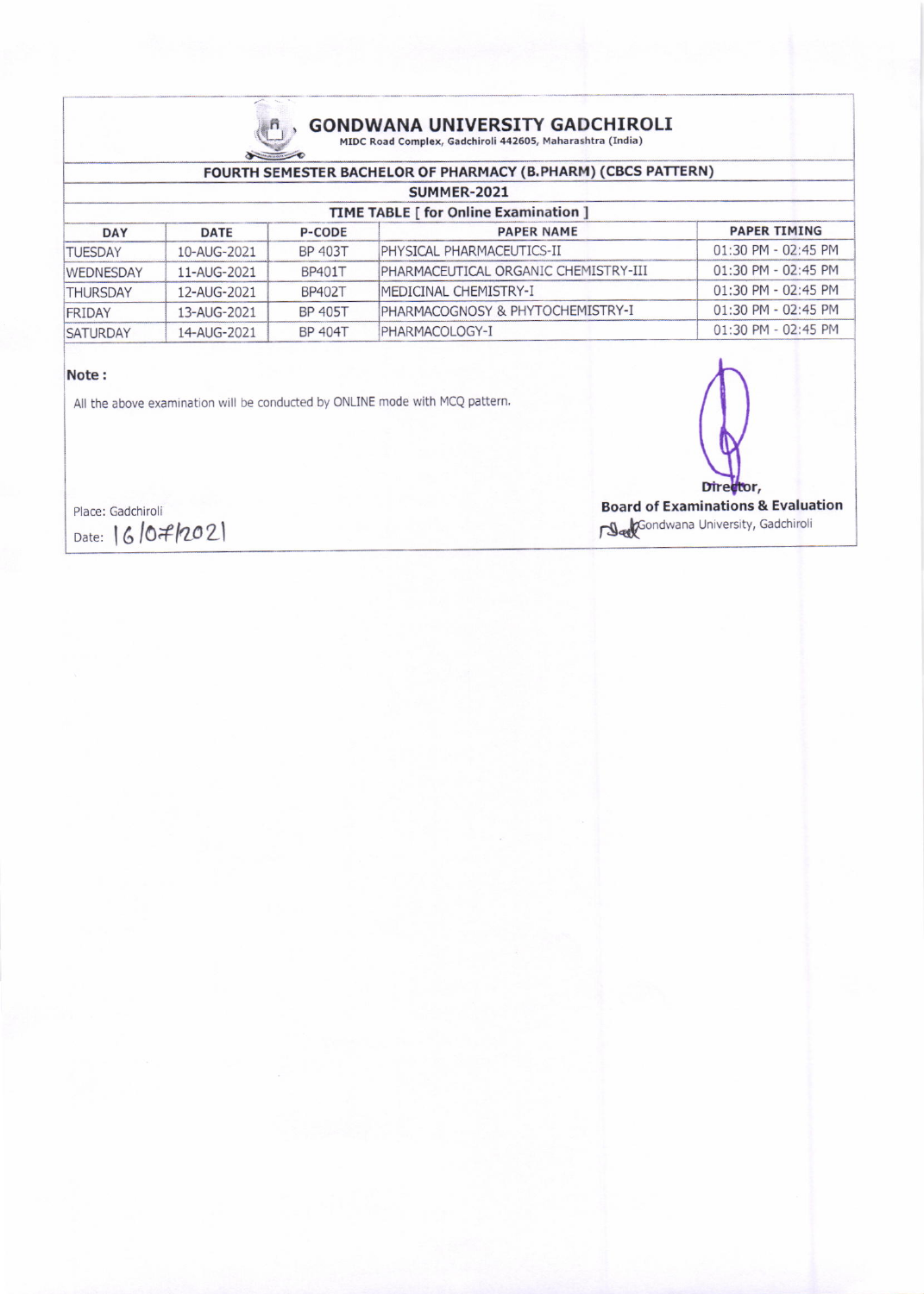# GONDWANA UNIVERSITY GADCHIROLI

MIDC Road Complex, Gadchiroli 442605, Maharashtra (India)

## FOURTH SEMESTER BACHELOR OF PHARMACY (B.PHARM) (CBCS PATTERN)

### SUMMER-2021

### TIME TABLE [ for Online Examination ]

| DAY | DATE | P-CODE | PAPER NAME | PAPER TIMING |
|---|---|---|---|---|
| TUESDAY | 10-AUG-2021 | BP 403T | PHYSICAL PHARMACEUTICS-II | 01:30 PM - 02:45 PM |
| WEDNESDAY | 11-AUG-2021 | BP401T | PHARMACEUTICAL ORGANIC CHEMISTRY-III | 01:30 PM - 02:45 PM |
| THURSDAY | 12-AUG-2021 | BP402T | MEDICINAL CHEMISTRY-I | 01:30 PM - 02:45 PM |
| FRIDAY | 13-AUG-2021 | BP 405T | PHARMACOGNOSY & PHYTOCHEMISTRY-I | 01:30 PM - 02:45 PM |
| SATURDAY | 14-AUG-2021 | BP 404T | PHARMACOLOGY-I | 01:30 PM - 02:45 PM |

**Note :**

All the above examination will be conducted by ONLINE mode with MCQ pattern.

Place: Gadchiroli

Date: 16/07/2021

**Director,**

**Board of Examinations & Evaluation**

Gondwana University, Gadchiroli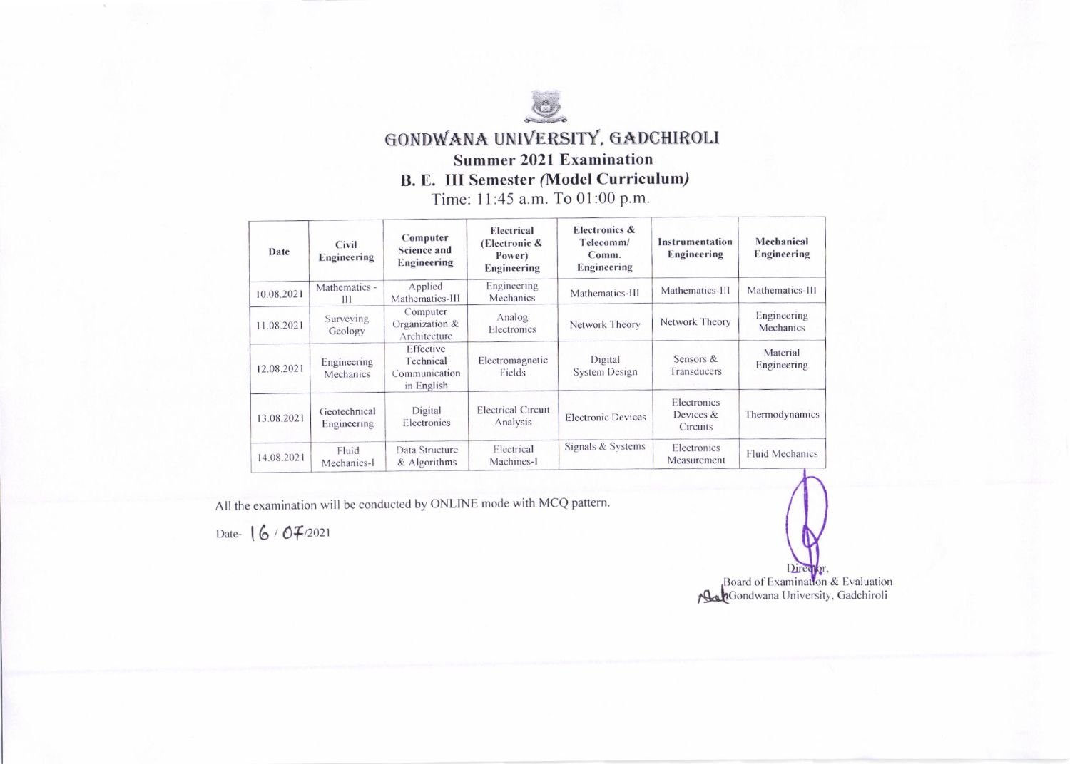# GONDWANA UNIVERSITY, GADCHIROLI

## Summer 2021 Examination

## B. E. III Semester *(Model Curriculum)*

Time: 11:45 a.m. To 01:00 p.m.

| Date | Civil Engineering | Computer Science and Engineering | Electrical (Electronic & Power) Engineering | Electronics & Telecomm/ Comm. Engineering | Instrumentation Engineering | Mechanical Engineering |
|---|---|---|---|---|---|---|
| 10.08.2021 | Mathematics - III | Applied Mathematics-III | Engineering Mechanics | Mathematics-III | Mathematics-III | Mathematics-III |
| 11.08.2021 | Surveying Geology | Computer Organization & Architecture | Analog Electronics | Network Theory | Network Theory | Engineering Mechanics |
| 12.08.2021 | Engineering Mechanics | Effective Technical Communication in English | Electromagnetic Fields | Digital System Design | Sensors & Transducers | Material Engineering |
| 13.08.2021 | Geotechnical Engineering | Digital Electronics | Electrical Circuit Analysis | Electronic Devices | Electronics Devices & Circuits | Thermodynamics |
| 14.08.2021 | Fluid Mechanics-I | Data Structure & Algorithms | Electrical Machines-I | Signals & Systems | Electronics Measurement | Fluid Mechanics |

All the examination will be conducted by ONLINE mode with MCQ pattern.

Date- 16 / 07/2021

Director,
Board of Examination & Evaluation
Gondwana University, Gadchiroli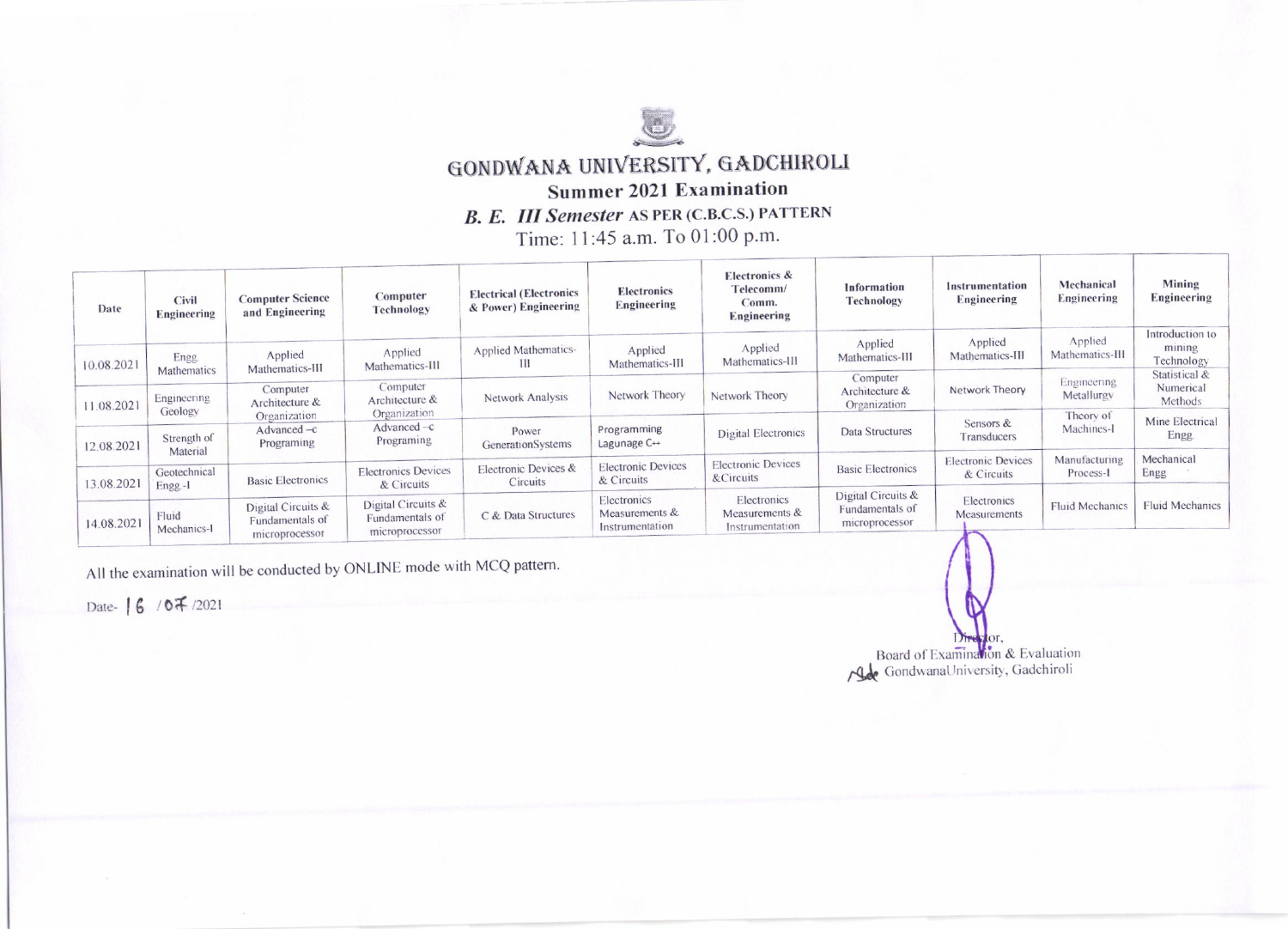# GONDWANA UNIVERSITY, GADCHIROLI

## Summer 2021 Examination

### *B. E. III Semester* AS PER (C.B.C.S.) PATTERN

Time: 11:45 a.m. To 01:00 p.m.

| Date | Civil Engineering | Computer Science and Engineering | Computer Technology | Electrical (Electronics & Power) Engineering | Electronics Engineering | Electronics & Telecomm/ Comm. Engineering | Information Technology | Instrumentation Engineering | Mechanical Engineering | Mining Engineering |
|---|---|---|---|---|---|---|---|---|---|---|
| 10.08.2021 | Engg. Mathematics | Applied Mathematics-III | Applied Mathematics-III | Applied Mathematics-III | Applied Mathematics-III | Applied Mathematics-III | Applied Mathematics-III | Applied Mathematics-III | Applied Mathematics-III | Introduction to mining Technology |
| 11.08.2021 | Engineering Geology | Computer Architecture & Organization | Computer Architecture & Organization | Network Analysis | Network Theory | Network Theory | Computer Architecture & Organization | Network Theory | Engineering Metallurgy | Statistical & Numerical Methods |
| 12.08.2021 | Strength of Material | Advanced –c Programing | Advanced –c Programing | Power GenerationSystems | Programming Lagunage C++ | Digital Electronics | Data Structures | Sensors & Transducers | Theory of Machines-I | Mine Electrical Engg. |
| 13.08.2021 | Geotechnical Engg.-I | Basic Electronics | Electronics Devices & Circuits | Electronic Devices & Circuits | Electronic Devices & Circuits | Electronic Devices &Circuits | Basic Electronics | Electronic Devices & Circuits | Manufacturing Process-I | Mechanical Engg |
| 14.08.2021 | Fluid Mechanics-I | Digital Circuits & Fundamentals of microprocessor | Digital Circuits & Fundamentals of microprocessor | C & Data Structures | Electronics Measurements & Instrumentation | Electronics Measurements & Instrumentation | Digital Circuits & Fundamentals of microprocessor | Electronics Measurements | Fluid Mechanics | Fluid Mechanics |

All the examination will be conducted by ONLINE mode with MCQ pattern.

Date- 16 /07 /2021

Director,
Board of Examination & Evaluation
Sd/- GondwanaUniversity, Gadchiroli